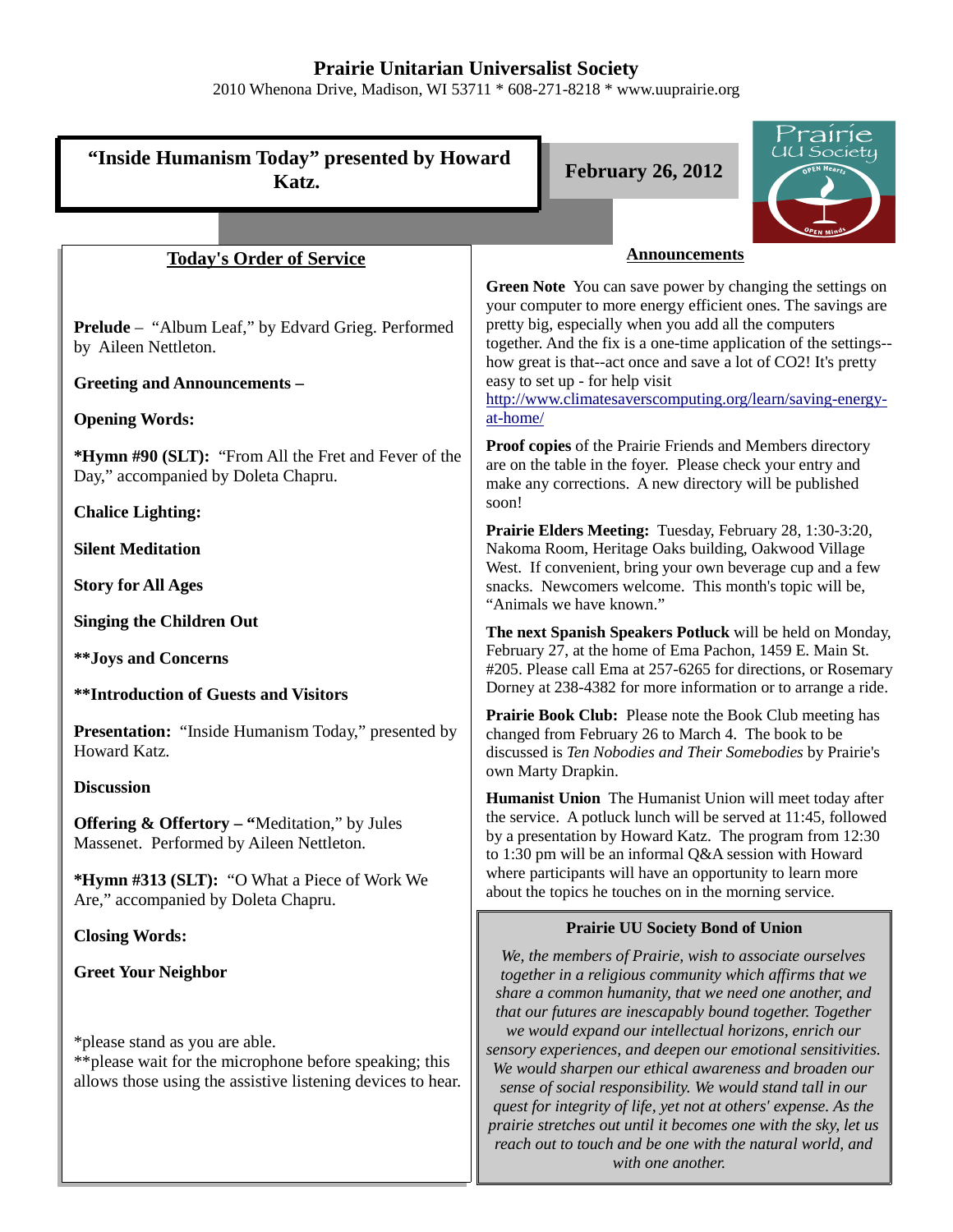# Prairie Unitarian Universalist Society

2010 Whenona Drive, Madison, WI 53711 * 608-271-8218 * www.uuprairie.org

## "Inside Humanism Today" presented by Howard Katz.

**February 26, 2012**

### Today's Order of Service

**Prelude** – "Album Leaf," by Edvard Grieg. Performed by Aileen Nettleton.

**Greeting and Announcements –**

**Opening Words:**

***Hymn #90 (SLT):** "From All the Fret and Fever of the Day," accompanied by Doleta Chapru.

**Chalice Lighting:**

**Silent Meditation**

**Story for All Ages**

**Singing the Children Out**

****Joys and Concerns**

****Introduction of Guests and Visitors**

**Presentation:** "Inside Humanism Today," presented by Howard Katz.

**Discussion**

**Offering & Offertory – "**Meditation," by Jules Massenet. Performed by Aileen Nettleton.

***Hymn #313 (SLT):** "O What a Piece of Work We Are," accompanied by Doleta Chapru.

**Closing Words:**

**Greet Your Neighbor**

*please stand as you are able.
**please wait for the microphone before speaking; this allows those using the assistive listening devices to hear.

### Announcements

**Green Note** You can save power by changing the settings on your computer to more energy efficient ones. The savings are pretty big, especially when you add all the computers together. And the fix is a one-time application of the settings--how great is that--act once and save a lot of $CO_2$! It's pretty easy to set up - for help visit http://www.climatesaverscomputing.org/learn/saving-energy-at-home/

**Proof copies** of the Prairie Friends and Members directory are on the table in the foyer. Please check your entry and make any corrections. A new directory will be published soon!

**Prairie Elders Meeting:** Tuesday, February 28, 1:30-3:20, Nakoma Room, Heritage Oaks building, Oakwood Village West. If convenient, bring your own beverage cup and a few snacks. Newcomers welcome. This month's topic will be, "Animals we have known."

**The next Spanish Speakers Potluck** will be held on Monday, February 27, at the home of Ema Pachon, 1459 E. Main St. #205. Please call Ema at 257-6265 for directions, or Rosemary Dorney at 238-4382 for more information or to arrange a ride.

**Prairie Book Club:** Please note the Book Club meeting has changed from February 26 to March 4. The book to be discussed is *Ten Nobodies and Their Somebodies* by Prairie's own Marty Drapkin.

**Humanist Union** The Humanist Union will meet today after the service. A potluck lunch will be served at 11:45, followed by a presentation by Howard Katz. The program from 12:30 to 1:30 pm will be an informal Q&A session with Howard where participants will have an opportunity to learn more about the topics he touches on in the morning service.

**Prairie UU Society Bond of Union**

*We, the members of Prairie, wish to associate ourselves together in a religious community which affirms that we share a common humanity, that we need one another, and that our futures are inescapably bound together. Together we would expand our intellectual horizons, enrich our sensory experiences, and deepen our emotional sensitivities. We would sharpen our ethical awareness and broaden our sense of social responsibility. We would stand tall in our quest for integrity of life, yet not at others' expense. As the prairie stretches out until it becomes one with the sky, let us reach out to touch and be one with the natural world, and with one another.*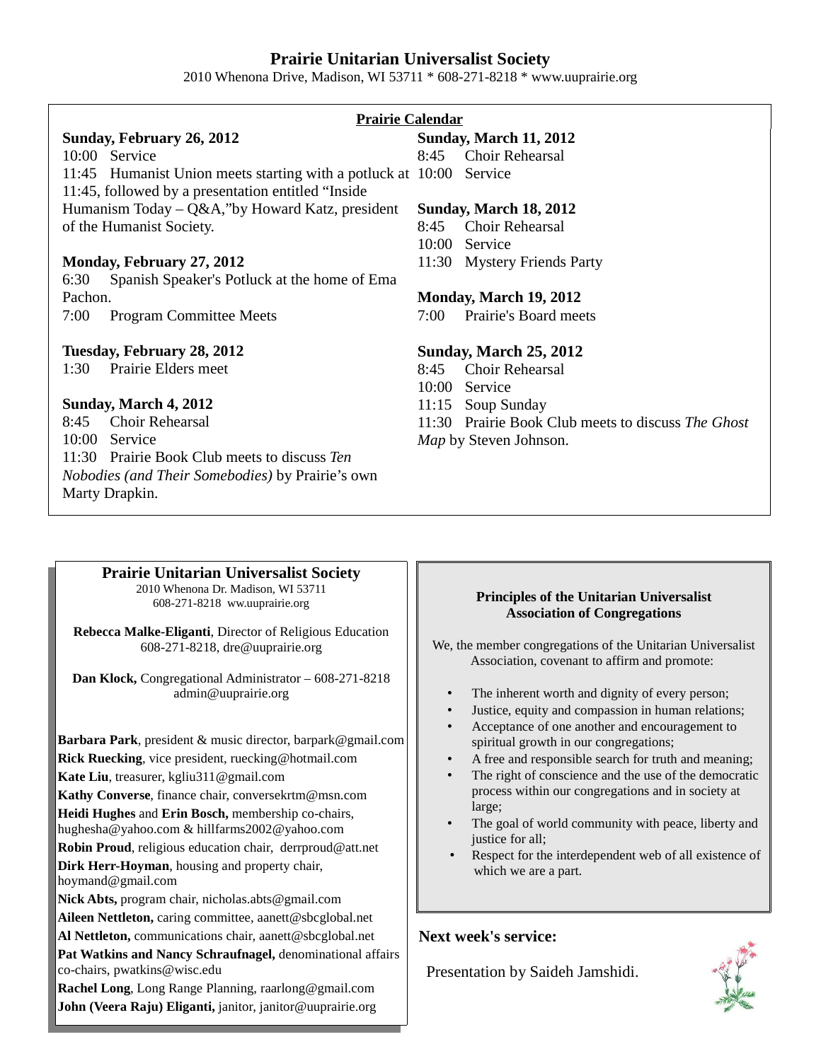# Prairie Unitarian Universalist Society

2010 Whenona Drive, Madison, WI 53711 * 608-271-8218 * www.uuprairie.org

## Prairie Calendar

**Sunday, February 26, 2012**
10:00 Service
11:45 Humanist Union meets starting with a potluck at 11:45, followed by a presentation entitled "Inside Humanism Today – Q&A,"by Howard Katz, president of the Humanist Society.

**Monday, February 27, 2012**
6:30 Spanish Speaker's Potluck at the home of Ema Pachon.
7:00 Program Committee Meets

**Tuesday, February 28, 2012**
1:30 Prairie Elders meet

**Sunday, March 4, 2012**
8:45 Choir Rehearsal
10:00 Service
11:30 Prairie Book Club meets to discuss *Ten Nobodies (and Their Somebodies)* by Prairie's own Marty Drapkin.

**Sunday, March 11, 2012**
8:45 Choir Rehearsal
10:00 Service

**Sunday, March 18, 2012**
8:45 Choir Rehearsal
10:00 Service
11:30 Mystery Friends Party

**Monday, March 19, 2012**
7:00 Prairie's Board meets

**Sunday, March 25, 2012**
8:45 Choir Rehearsal
10:00 Service
11:15 Soup Sunday
11:30 Prairie Book Club meets to discuss *The Ghost Map* by Steven Johnson.

## Prairie Unitarian Universalist Society

2010 Whenona Dr. Madison, WI 53711
608-271-8218 ww.uuprairie.org

**Rebecca Malke-Eliganti**, Director of Religious Education
608-271-8218, dre@uuprairie.org

**Dan Klock,** Congregational Administrator – 608-271-8218
admin@uuprairie.org

**Barbara Park**, president & music director, barpark@gmail.com
**Rick Ruecking**, vice president, ruecking@hotmail.com
**Kate Liu**, treasurer, kgliu311@gmail.com
**Kathy Converse**, finance chair, conversekrtm@msn.com
**Heidi Hughes** and **Erin Bosch,** membership co-chairs, hughesha@yahoo.com & hillfarms2002@yahoo.com
**Robin Proud**, religious education chair, derrproud@att.net
**Dirk Herr-Hoyman**, housing and property chair, hoymand@gmail.com
**Nick Abts,** program chair, nicholas.abts@gmail.com
**Aileen Nettleton,** caring committee, aanett@sbcglobal.net
**Al Nettleton,** communications chair, aanett@sbcglobal.net
**Pat Watkins and Nancy Schraufnagel,** denominational affairs co-chairs, pwatkins@wisc.edu
**Rachel Long**, Long Range Planning, raarlong@gmail.com
**John (Veera Raju) Eliganti,** janitor, janitor@uuprairie.org

### Principles of the Unitarian Universalist Association of Congregations

We, the member congregations of the Unitarian Universalist Association, covenant to affirm and promote:

- The inherent worth and dignity of every person;
- Justice, equity and compassion in human relations;
- Acceptance of one another and encouragement to spiritual growth in our congregations;
- A free and responsible search for truth and meaning;
- The right of conscience and the use of the democratic process within our congregations and in society at large;
- The goal of world community with peace, liberty and justice for all;
- Respect for the interdependent web of all existence of which we are a part.

**Next week's service:**

Presentation by Saideh Jamshidi.